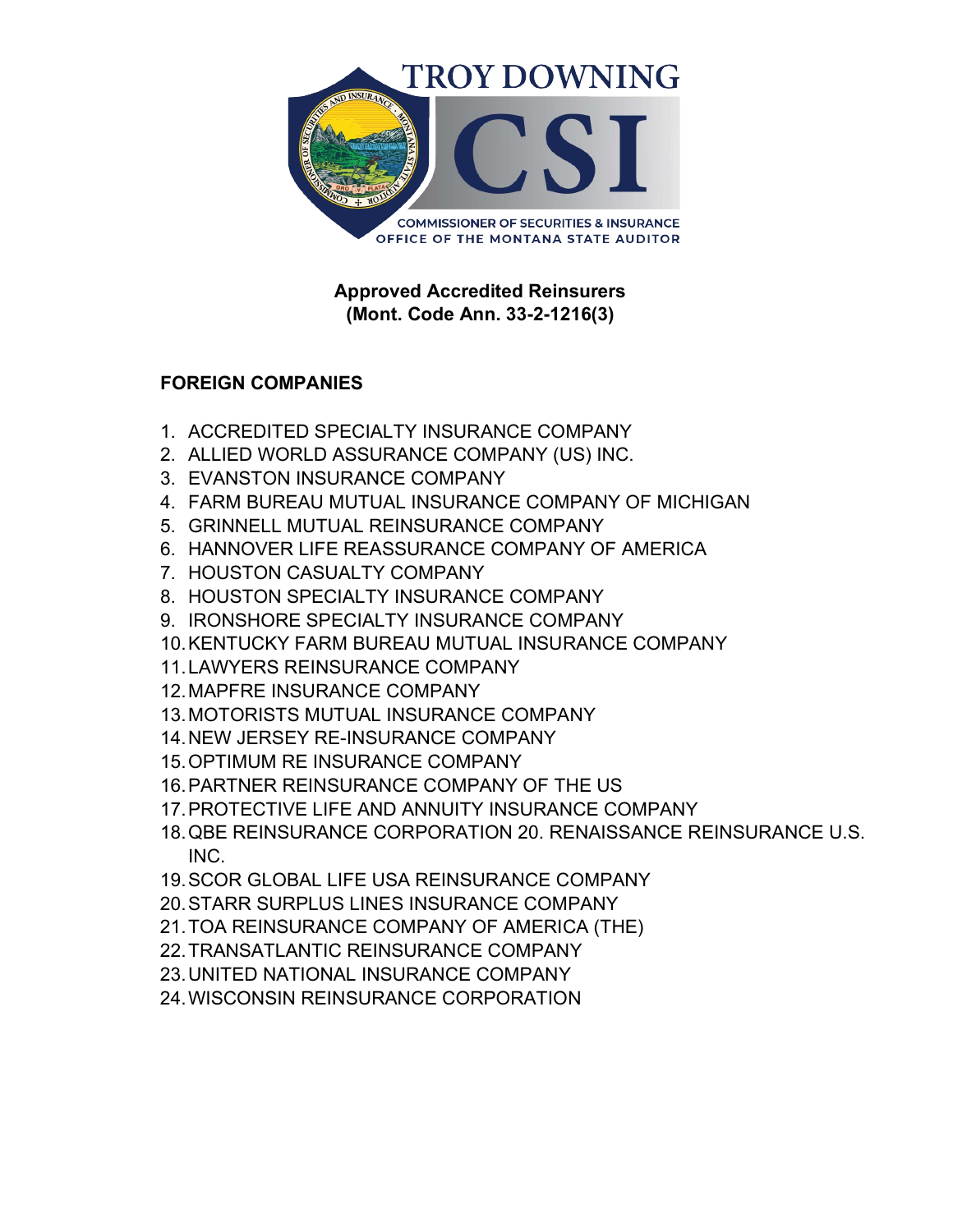TROY DOWNING

CSI

COMMISSIONER OF SECURITIES & INSURANCE
OFFICE OF THE MONTANA STATE AUDITOR

**Approved Accredited Reinsurers**
**(Mont. Code Ann. 33-2-1216(3)**

**FOREIGN COMPANIES**

1. ACCREDITED SPECIALTY INSURANCE COMPANY
2. ALLIED WORLD ASSURANCE COMPANY (US) INC.
3. EVANSTON INSURANCE COMPANY
4. FARM BUREAU MUTUAL INSURANCE COMPANY OF MICHIGAN
5. GRINNELL MUTUAL REINSURANCE COMPANY
6. HANNOVER LIFE REASSURANCE COMPANY OF AMERICA
7. HOUSTON CASUALTY COMPANY
8. HOUSTON SPECIALTY INSURANCE COMPANY
9. IRONSHORE SPECIALTY INSURANCE COMPANY
10. KENTUCKY FARM BUREAU MUTUAL INSURANCE COMPANY
11. LAWYERS REINSURANCE COMPANY
12. MAPFRE INSURANCE COMPANY
13. MOTORISTS MUTUAL INSURANCE COMPANY
14. NEW JERSEY RE-INSURANCE COMPANY
15. OPTIMUM RE INSURANCE COMPANY
16. PARTNER REINSURANCE COMPANY OF THE US
17. PROTECTIVE LIFE AND ANNUITY INSURANCE COMPANY
18. QBE REINSURANCE CORPORATION 20. RENAISSANCE REINSURANCE U.S. INC.
19. SCOR GLOBAL LIFE USA REINSURANCE COMPANY
20. STARR SURPLUS LINES INSURANCE COMPANY
21. TOA REINSURANCE COMPANY OF AMERICA (THE)
22. TRANSATLANTIC REINSURANCE COMPANY
23. UNITED NATIONAL INSURANCE COMPANY
24. WISCONSIN REINSURANCE CORPORATION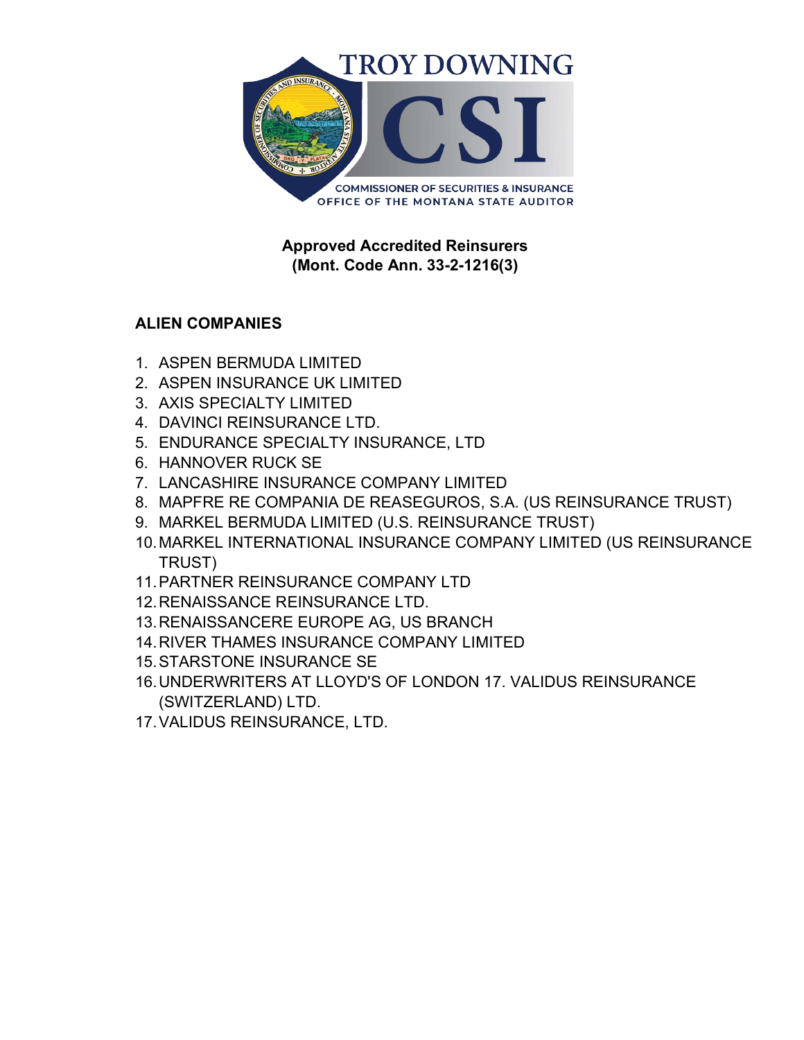TROY DOWNING

CSI

COMMISSIONER OF SECURITIES & INSURANCE
OFFICE OF THE MONTANA STATE AUDITOR

**Approved Accredited Reinsurers**
**(Mont. Code Ann. 33-2-1216(3)**

## ALIEN COMPANIES

1. ASPEN BERMUDA LIMITED
2. ASPEN INSURANCE UK LIMITED
3. AXIS SPECIALTY LIMITED
4. DAVINCI REINSURANCE LTD.
5. ENDURANCE SPECIALTY INSURANCE, LTD
6. HANNOVER RUCK SE
7. LANCASHIRE INSURANCE COMPANY LIMITED
8. MAPFRE RE COMPANIA DE REASEGUROS, S.A. (US REINSURANCE TRUST)
9. MARKEL BERMUDA LIMITED (U.S. REINSURANCE TRUST)
10. MARKEL INTERNATIONAL INSURANCE COMPANY LIMITED (US REINSURANCE TRUST)
11. PARTNER REINSURANCE COMPANY LTD
12. RENAISSANCE REINSURANCE LTD.
13. RENAISSANCERE EUROPE AG, US BRANCH
14. RIVER THAMES INSURANCE COMPANY LIMITED
15. STARSTONE INSURANCE SE
16. UNDERWRITERS AT LLOYD'S OF LONDON 17. VALIDUS REINSURANCE (SWITZERLAND) LTD.
17. VALIDUS REINSURANCE, LTD.